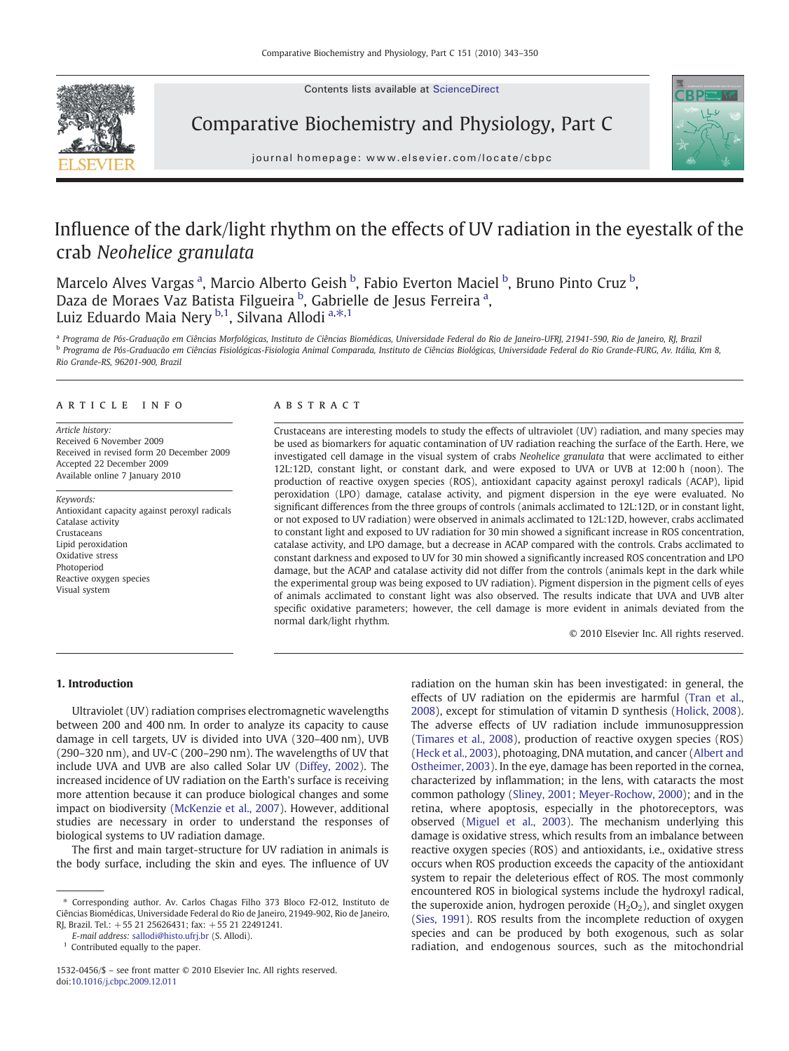# Influence of the dark/light rhythm on the effects of UV radiation in the eyestalk of the crab *Neohelice granulata*

Marcelo Alves Vargas [a], Marcio Alberto Geish [b], Fabio Everton Maciel [b], Bruno Pinto Cruz [b], Daza de Moraes Vaz Batista Filgueira [b], Gabrielle de Jesus Ferreira [a], Luiz Eduardo Maia Nery [b,1], Silvana Allodi [a,*,1]

[a] Programa de Pós-Graduação em Ciências Morfológicas, Instituto de Ciências Biomédicas, Universidade Federal do Rio de Janeiro-UFRJ, 21941-590, Rio de Janeiro, RJ, Brazil
[b] Programa de Pós-Graduacão em Ciências Fisiológicas-Fisiologia Animal Comparada, Instituto de Ciências Biológicas, Universidade Federal do Rio Grande-FURG, Av. Itália, Km 8, Rio Grande-RS, 96201-900, Brazil

## ARTICLE INFO

*Article history:*
Received 6 November 2009
Received in revised form 20 December 2009
Accepted 22 December 2009
Available online 7 January 2010

*Keywords:*
Antioxidant capacity against peroxyl radicals
Catalase activity
Crustaceans
Lipid peroxidation
Oxidative stress
Photoperiod
Reactive oxygen species
Visual system

## ABSTRACT

Crustaceans are interesting models to study the effects of ultraviolet (UV) radiation, and many species may be used as biomarkers for aquatic contamination of UV radiation reaching the surface of the Earth. Here, we investigated cell damage in the visual system of crabs *Neohelice granulata* that were acclimated to either 12L:12D, constant light, or constant dark, and were exposed to UVA or UVB at 12:00 h (noon). The production of reactive oxygen species (ROS), antioxidant capacity against peroxyl radicals (ACAP), lipid peroxidation (LPO) damage, catalase activity, and pigment dispersion in the eye were evaluated. No significant differences from the three groups of controls (animals acclimated to 12L:12D, or in constant light, or not exposed to UV radiation) were observed in animals acclimated to 12L:12D, however, crabs acclimated to constant light and exposed to UV radiation for 30 min showed a significant increase in ROS concentration, catalase activity, and LPO damage, but a decrease in ACAP compared with the controls. Crabs acclimated to constant darkness and exposed to UV for 30 min showed a significantly increased ROS concentration and LPO damage, but the ACAP and catalase activity did not differ from the controls (animals kept in the dark while the experimental group was being exposed to UV radiation). Pigment dispersion in the pigment cells of eyes of animals acclimated to constant light was also observed. The results indicate that UVA and UVB alter specific oxidative parameters; however, the cell damage is more evident in animals deviated from the normal dark/light rhythm.

© 2010 Elsevier Inc. All rights reserved.

## 1. Introduction

Ultraviolet (UV) radiation comprises electromagnetic wavelengths between 200 and 400 nm. In order to analyze its capacity to cause damage in cell targets, UV is divided into UVA (320–400 nm), UVB (290–320 nm), and UV-C (200–290 nm). The wavelengths of UV that include UVA and UVB are also called Solar UV (Diffey, 2002). The increased incidence of UV radiation on the Earth's surface is receiving more attention because it can produce biological changes and some impact on biodiversity (McKenzie et al., 2007). However, additional studies are necessary in order to understand the responses of biological systems to UV radiation damage.

The first and main target-structure for UV radiation in animals is the body surface, including the skin and eyes. The influence of UV radiation on the human skin has been investigated: in general, the effects of UV radiation on the epidermis are harmful (Tran et al., 2008), except for stimulation of vitamin D synthesis (Holick, 2008). The adverse effects of UV radiation include immunosuppression (Timares et al., 2008), production of reactive oxygen species (ROS) (Heck et al., 2003), photoaging, DNA mutation, and cancer (Albert and Ostheimer, 2003). In the eye, damage has been reported in the cornea, characterized by inflammation; in the lens, with cataracts the most common pathology (Sliney, 2001; Meyer-Rochow, 2000); and in the retina, where apoptosis, especially in the photoreceptors, was observed (Miguel et al., 2003). The mechanism underlying this damage is oxidative stress, which results from an imbalance between reactive oxygen species (ROS) and antioxidants, i.e., oxidative stress occurs when ROS production exceeds the capacity of the antioxidant system to repair the deleterious effect of ROS. The most commonly encountered ROS in biological systems include the hydroxyl radical, the superoxide anion, hydrogen peroxide ($H_2O_2$), and singlet oxygen (Sies, 1991). ROS results from the incomplete reduction of oxygen species and can be produced by both exogenous, such as solar radiation, and endogenous sources, such as the mitochondrial

* Corresponding author. Av. Carlos Chagas Filho 373 Bloco F2-012, Instituto de Ciências Biomédicas, Universidade Federal do Rio de Janeiro, 21949-902, Rio de Janeiro, RJ, Brazil. Tel.: +55 21 25626431; fax: +55 21 22491241.
E-mail address: sallodi@histo.ufrj.br (S. Allodi).
[1] Contributed equally to the paper.

1532-0456/$ – see front matter © 2010 Elsevier Inc. All rights reserved.
doi:10.1016/j.cbpc.2009.12.011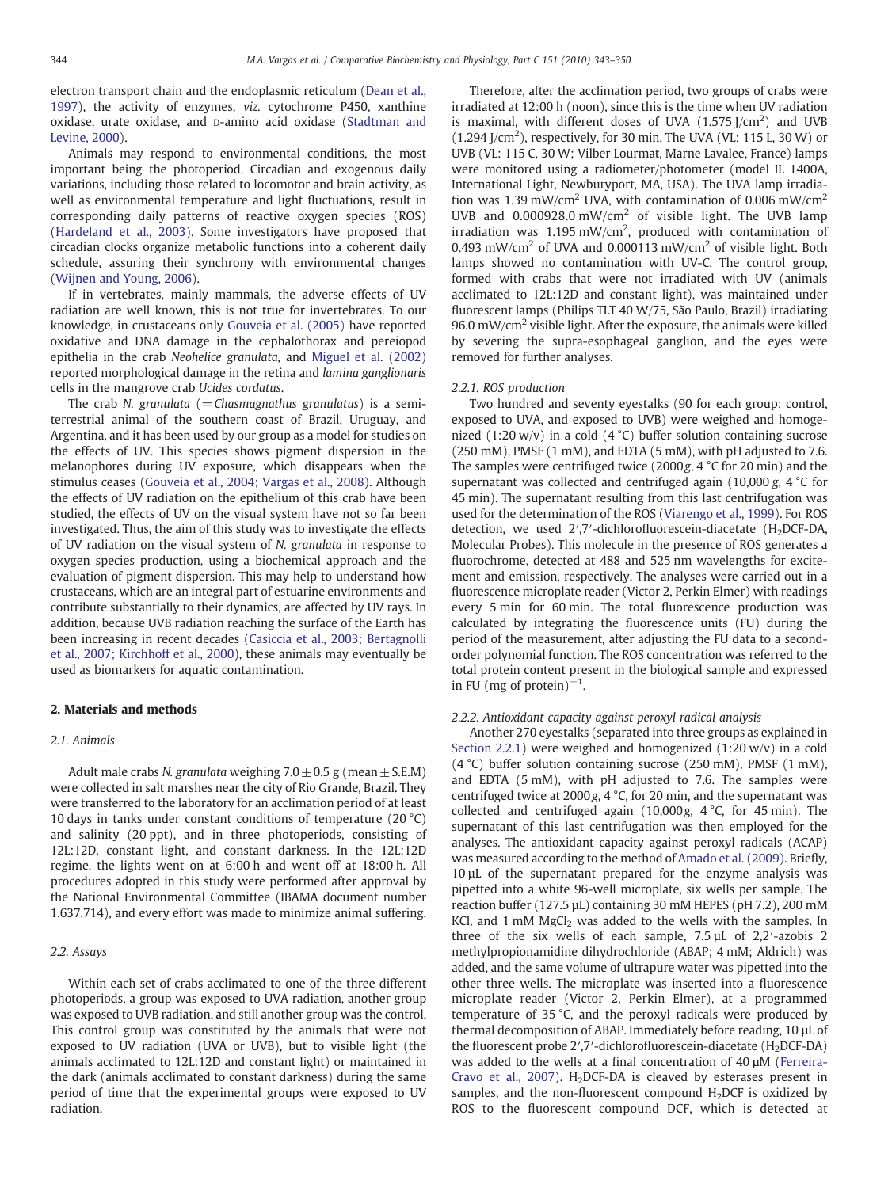electron transport chain and the endoplasmic reticulum (Dean et al., 1997), the activity of enzymes, *viz.* cytochrome P450, xanthine oxidase, urate oxidase, and D-amino acid oxidase (Stadtman and Levine, 2000).

Animals may respond to environmental conditions, the most important being the photoperiod. Circadian and exogenous daily variations, including those related to locomotor and brain activity, as well as environmental temperature and light fluctuations, result in corresponding daily patterns of reactive oxygen species (ROS) (Hardeland et al., 2003). Some investigators have proposed that circadian clocks organize metabolic functions into a coherent daily schedule, assuring their synchrony with environmental changes (Wijnen and Young, 2006).

If in vertebrates, mainly mammals, the adverse effects of UV radiation are well known, this is not true for invertebrates. To our knowledge, in crustaceans only Gouveia et al. (2005) have reported oxidative and DNA damage in the cephalothorax and pereiopod epithelia in the crab *Neohelice granulata*, and Miguel et al. (2002) reported morphological damage in the retina and *lamina ganglionaris* cells in the mangrove crab *Ucides cordatus*.

The crab *N. granulata* (=*Chasmagnathus granulatus*) is a semi-terrestrial animal of the southern coast of Brazil, Uruguay, and Argentina, and it has been used by our group as a model for studies on the effects of UV. This species shows pigment dispersion in the melanophores during UV exposure, which disappears when the stimulus ceases (Gouveia et al., 2004; Vargas et al., 2008). Although the effects of UV radiation on the epithelium of this crab have been studied, the effects of UV on the visual system have not so far been investigated. Thus, the aim of this study was to investigate the effects of UV radiation on the visual system of *N. granulata* in response to oxygen species production, using a biochemical approach and the evaluation of pigment dispersion. This may help to understand how crustaceans, which are an integral part of estuarine environments and contribute substantially to their dynamics, are affected by UV rays. In addition, because UVB radiation reaching the surface of the Earth has been increasing in recent decades (Casiccia et al., 2003; Bertagnolli et al., 2007; Kirchhoff et al., 2000), these animals may eventually be used as biomarkers for aquatic contamination.

## 2. Materials and methods

### 2.1. Animals

Adult male crabs *N. granulata* weighing 7.0 ± 0.5 g (mean ± S.E.M) were collected in salt marshes near the city of Rio Grande, Brazil. They were transferred to the laboratory for an acclimation period of at least 10 days in tanks under constant conditions of temperature (20 °C) and salinity (20 ppt), and in three photoperiods, consisting of 12L:12D, constant light, and constant darkness. In the 12L:12D regime, the lights went on at 6:00 h and went off at 18:00 h. All procedures adopted in this study were performed after approval by the National Environmental Committee (IBAMA document number 1.637.714), and every effort was made to minimize animal suffering.

### 2.2. Assays

Within each set of crabs acclimated to one of the three different photoperiods, a group was exposed to UVA radiation, another group was exposed to UVB radiation, and still another group was the control. This control group was constituted by the animals that were not exposed to UV radiation (UVA or UVB), but to visible light (the animals acclimated to 12L:12D and constant light) or maintained in the dark (animals acclimated to constant darkness) during the same period of time that the experimental groups were exposed to UV radiation.

Therefore, after the acclimation period, two groups of crabs were irradiated at 12:00 h (noon), since this is the time when UV radiation is maximal, with different doses of UVA (1.575 J/cm$^2$) and UVB (1.294 J/cm$^2$), respectively, for 30 min. The UVA (VL: 115 L, 30 W) or UVB (VL: 115 C, 30 W; Vilber Lourmat, Marne Lavalee, France) lamps were monitored using a radiometer/photometer (model IL 1400A, International Light, Newburyport, MA, USA). The UVA lamp irradiation was 1.39 mW/cm$^2$ UVA, with contamination of 0.006 mW/cm$^2$ UVB and 0.000928.0 mW/cm$^2$ of visible light. The UVB lamp irradiation was 1.195 mW/cm$^2$, produced with contamination of 0.493 mW/cm$^2$ of UVA and 0.000113 mW/cm$^2$ of visible light. Both lamps showed no contamination with UV-C. The control group, formed with crabs that were not irradiated with UV (animals acclimated to 12L:12D and constant light), was maintained under fluorescent lamps (Philips TLT 40 W/75, São Paulo, Brazil) irradiating 96.0 mW/cm$^2$ visible light. After the exposure, the animals were killed by severing the supra-esophageal ganglion, and the eyes were removed for further analyses.

#### 2.2.1. ROS production

Two hundred and seventy eyestalks (90 for each group: control, exposed to UVA, and exposed to UVB) were weighed and homogenized (1:20 w/v) in a cold (4 °C) buffer solution containing sucrose (250 mM), PMSF (1 mM), and EDTA (5 mM), with pH adjusted to 7.6. The samples were centrifuged twice (2000*g*, 4 °C for 20 min) and the supernatant was collected and centrifuged again (10,000 *g*, 4 °C for 45 min). The supernatant resulting from this last centrifugation was used for the determination of the ROS (Viarengo et al., 1999). For ROS detection, we used 2′,7′-dichlorofluorescein-diacetate ($H_2$DCF-DA, Molecular Probes). This molecule in the presence of ROS generates a fluorochrome, detected at 488 and 525 nm wavelengths for excitement and emission, respectively. The analyses were carried out in a fluorescence microplate reader (Victor 2, Perkin Elmer) with readings every 5 min for 60 min. The total fluorescence production was calculated by integrating the fluorescence units (FU) during the period of the measurement, after adjusting the FU data to a second-order polynomial function. The ROS concentration was referred to the total protein content present in the biological sample and expressed in FU (mg of protein)$^{-1}$.

#### 2.2.2. Antioxidant capacity against peroxyl radical analysis

Another 270 eyestalks (separated into three groups as explained in Section 2.2.1) were weighed and homogenized (1:20 w/v) in a cold (4 °C) buffer solution containing sucrose (250 mM), PMSF (1 mM), and EDTA (5 mM), with pH adjusted to 7.6. The samples were centrifuged twice at 2000*g*, 4 °C, for 20 min, and the supernatant was collected and centrifuged again (10,000*g*, 4 °C, for 45 min). The supernatant of this last centrifugation was then employed for the analyses. The antioxidant capacity against peroxyl radicals (ACAP) was measured according to the method of Amado et al. (2009). Briefly, 10 µL of the supernatant prepared for the enzyme analysis was pipetted into a white 96-well microplate, six wells per sample. The reaction buffer (127.5 µL) containing 30 mM HEPES (pH 7.2), 200 mM KCl, and 1 mM $MgCl_2$ was added to the wells with the samples. In three of the six wells of each sample, 7.5 µL of 2,2′-azobis 2 methylpropionamidine dihydrochloride (ABAP; 4 mM; Aldrich) was added, and the same volume of ultrapure water was pipetted into the other three wells. The microplate was inserted into a fluorescence microplate reader (Victor 2, Perkin Elmer), at a programmed temperature of 35 °C, and the peroxyl radicals were produced by thermal decomposition of ABAP. Immediately before reading, 10 µL of the fluorescent probe 2′,7′-dichlorofluorescein-diacetate ($H_2$DCF-DA) was added to the wells at a final concentration of 40 µM (Ferreira-Cravo et al., 2007). $H_2$DCF-DA is cleaved by esterases present in samples, and the non-fluorescent compound $H_2$DCF is oxidized by ROS to the fluorescent compound DCF, which is detected at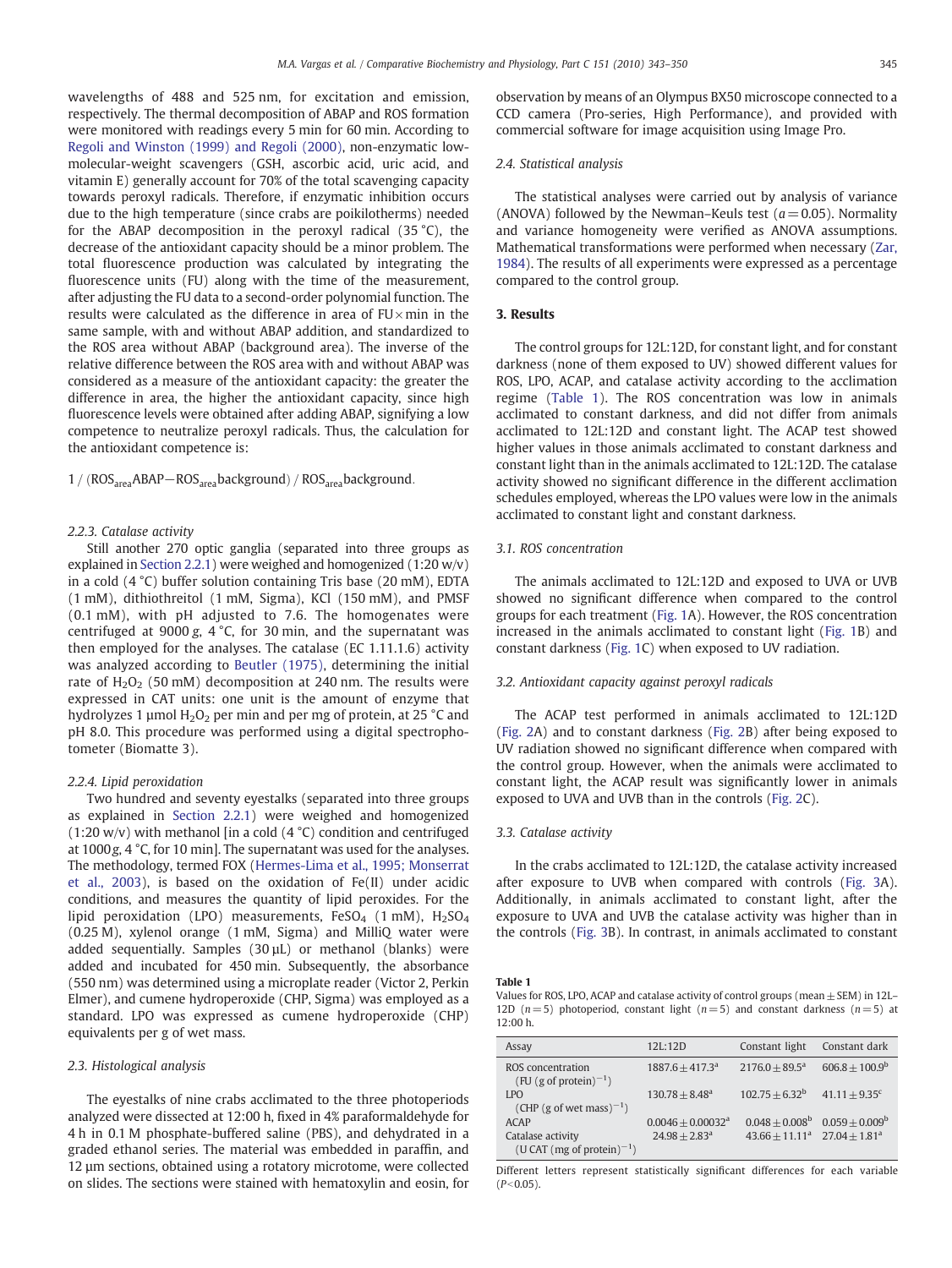wavelengths of 488 and 525 nm, for excitation and emission, respectively. The thermal decomposition of ABAP and ROS formation were monitored with readings every 5 min for 60 min. According to Regoli and Winston (1999) and Regoli (2000), non-enzymatic low-molecular-weight scavengers (GSH, ascorbic acid, uric acid, and vitamin E) generally account for 70% of the total scavenging capacity towards peroxyl radicals. Therefore, if enzymatic inhibition occurs due to the high temperature (since crabs are poikilotherms) needed for the ABAP decomposition in the peroxyl radical (35 °C), the decrease of the antioxidant capacity should be a minor problem. The total fluorescence production was calculated by integrating the fluorescence units (FU) along with the time of the measurement, after adjusting the FU data to a second-order polynomial function. The results were calculated as the difference in area of FU × min in the same sample, with and without ABAP addition, and standardized to the ROS area without ABAP (background area). The inverse of the relative difference between the ROS area with and without ABAP was considered as a measure of the antioxidant capacity: the greater the difference in area, the higher the antioxidant capacity, since high fluorescence levels were obtained after adding ABAP, signifying a low competence to neutralize peroxyl radicals. Thus, the calculation for the antioxidant competence is:

$$1 / (ROS_{area}ABAP - ROS_{area}background) / ROS_{area}background.$$

*2.2.3. Catalase activity*

Still another 270 optic ganglia (separated into three groups as explained in Section 2.2.1) were weighed and homogenized (1:20 w/v) in a cold (4 °C) buffer solution containing Tris base (20 mM), EDTA (1 mM), dithiothreitol (1 mM, Sigma), KCl (150 mM), and PMSF (0.1 mM), with pH adjusted to 7.6. The homogenates were centrifuged at 9000 *g*, 4 °C, for 30 min, and the supernatant was then employed for the analyses. The catalase (EC 1.11.1.6) activity was analyzed according to Beutler (1975), determining the initial rate of $H_2O_2$ (50 mM) decomposition at 240 nm. The results were expressed in CAT units: one unit is the amount of enzyme that hydrolyzes 1 µmol $H_2O_2$ per min and per mg of protein, at 25 °C and pH 8.0. This procedure was performed using a digital spectrophotometer (Biomatte 3).

*2.2.4. Lipid peroxidation*

Two hundred and seventy eyestalks (separated into three groups as explained in Section 2.2.1) were weighed and homogenized (1:20 w/v) with methanol [in a cold (4 °C) condition and centrifuged at 1000 *g*, 4 °C, for 10 min]. The supernatant was used for the analyses. The methodology, termed FOX (Hermes-Lima et al., 1995; Monserrat et al., 2003), is based on the oxidation of Fe(II) under acidic conditions, and measures the quantity of lipid peroxides. For the lipid peroxidation (LPO) measurements, $FeSO_4$ (1 mM), $H_2SO_4$ (0.25 M), xylenol orange (1 mM, Sigma) and MilliQ water were added sequentially. Samples (30 µL) or methanol (blanks) were added and incubated for 450 min. Subsequently, the absorbance (550 nm) was determined using a microplate reader (Victor 2, Perkin Elmer), and cumene hydroperoxide (CHP, Sigma) was employed as a standard. LPO was expressed as cumene hydroperoxide (CHP) equivalents per g of wet mass.

### 2.3. Histological analysis

The eyestalks of nine crabs acclimated to the three photoperiods analyzed were dissected at 12:00 h, fixed in 4% paraformaldehyde for 4 h in 0.1 M phosphate-buffered saline (PBS), and dehydrated in a graded ethanol series. The material was embedded in paraffin, and 12 µm sections, obtained using a rotatory microtome, were collected on slides. The sections were stained with hematoxylin and eosin, for observation by means of an Olympus BX50 microscope connected to a CCD camera (Pro-series, High Performance), and provided with commercial software for image acquisition using Image Pro.

### 2.4. Statistical analysis

The statistical analyses were carried out by analysis of variance (ANOVA) followed by the Newman–Keuls test ($\alpha = 0.05$). Normality and variance homogeneity were verified as ANOVA assumptions. Mathematical transformations were performed when necessary (Zar, 1984). The results of all experiments were expressed as a percentage compared to the control group.

## 3. Results

The control groups for 12L:12D, for constant light, and for constant darkness (none of them exposed to UV) showed different values for ROS, LPO, ACAP, and catalase activity according to the acclimation regime (Table 1). The ROS concentration was low in animals acclimated to constant darkness, and did not differ from animals acclimated to 12L:12D and constant light. The ACAP test showed higher values in those animals acclimated to constant darkness and constant light than in the animals acclimated to 12L:12D. The catalase activity showed no significant difference in the different acclimation schedules employed, whereas the LPO values were low in the animals acclimated to constant light and constant darkness.

### 3.1. ROS concentration

The animals acclimated to 12L:12D and exposed to UVA or UVB showed no significant difference when compared to the control groups for each treatment (Fig. 1A). However, the ROS concentration increased in the animals acclimated to constant light (Fig. 1B) and constant darkness (Fig. 1C) when exposed to UV radiation.

### 3.2. Antioxidant capacity against peroxyl radicals

The ACAP test performed in animals acclimated to 12L:12D (Fig. 2A) and to constant darkness (Fig. 2B) after being exposed to UV radiation showed no significant difference when compared with the control group. However, when the animals were acclimated to constant light, the ACAP result was significantly lower in animals exposed to UVA and UVB than in the controls (Fig. 2C).

### 3.3. Catalase activity

In the crabs acclimated to 12L:12D, the catalase activity increased after exposure to UVB when compared with controls (Fig. 3A). Additionally, in animals acclimated to constant light, after the exposure to UVA and UVB the catalase activity was higher than in the controls (Fig. 3B). In contrast, in animals acclimated to constant

**Table 1**
Values for ROS, LPO, ACAP and catalase activity of control groups (mean ± SEM) in 12L–12D ($n = 5$) photoperiod, constant light ($n = 5$) and constant darkness ($n = 5$) at 12:00 h.

| Assay | 12L:12D | Constant light | Constant dark |
|---|---|---|---|
| ROS concentration (FU (g of protein)$^{-1}$) | 1887.6 ± 417.3[a] | 2176.0 ± 89.5[a] | 606.8 ± 100.9[b] |
| LPO (CHP (g of wet mass)$^{-1}$) | 130.78 ± 8.48[a] | 102.75 ± 6.32[b] | 41.11 ± 9.35[c] |
| ACAP | 0.0046 ± 0.00032[a] | 0.048 ± 0.008[b] | 0.059 ± 0.009[b] |
| Catalase activity (U CAT (mg of protein)$^{-1}$) | 24.98 ± 2.83[a] | 43.66 ± 11.11[a] | 27.04 ± 1.81[a] |

Different letters represent statistically significant differences for each variable ($P < 0.05$).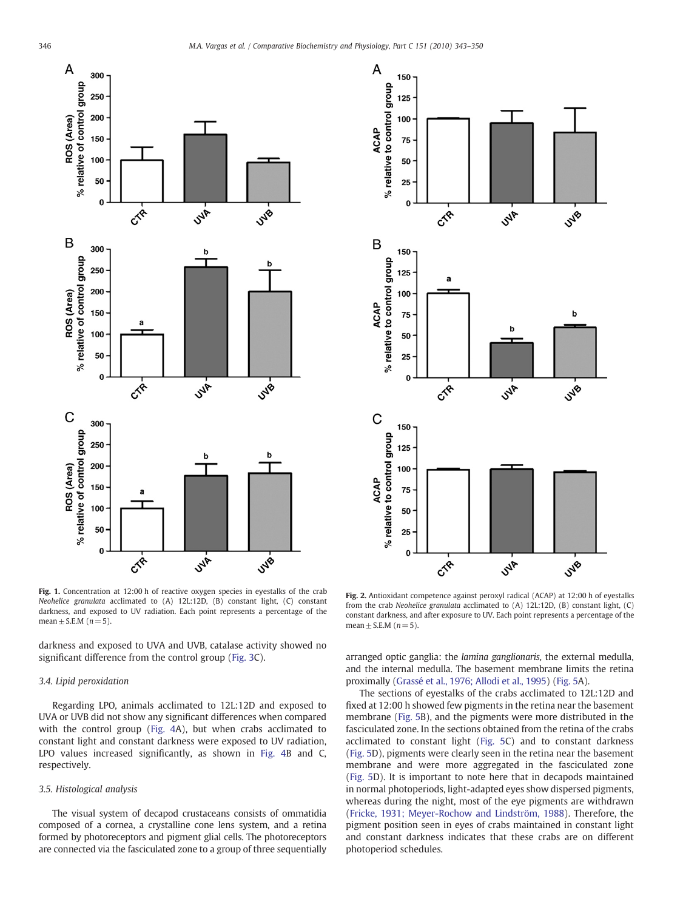**Fig. 1.** Concentration at 12:00 h of reactive oxygen species in eyestalks of the crab *Neohelice granulata* acclimated to (A) 12L:12D, (B) constant light, (C) constant darkness, and exposed to UV radiation. Each point represents a percentage of the mean ± S.E.M ($n = 5$).

**Fig. 2.** Antioxidant competence against peroxyl radical (ACAP) at 12:00 h of eyestalks from the crab *Neohelice granulata* acclimated to (A) 12L:12D, (B) constant light, (C) constant darkness, and after exposure to UV. Each point represents a percentage of the mean ± S.E.M ($n = 5$).

darkness and exposed to UVA and UVB, catalase activity showed no significant difference from the control group (Fig. 3C).

### 3.4. Lipid peroxidation

Regarding LPO, animals acclimated to 12L:12D and exposed to UVA or UVB did not show any significant differences when compared with the control group (Fig. 4A), but when crabs acclimated to constant light and constant darkness were exposed to UV radiation, LPO values increased significantly, as shown in Fig. 4B and C, respectively.

### 3.5. Histological analysis

The visual system of decapod crustaceans consists of ommatidia composed of a cornea, a crystalline cone lens system, and a retina formed by photoreceptors and pigment glial cells. The photoreceptors are connected via the fasciculated zone to a group of three sequentially arranged optic ganglia: the *lamina ganglionaris*, the external medulla, and the internal medulla. The basement membrane limits the retina proximally (Grassé et al., 1976; Allodi et al., 1995) (Fig. 5A).

The sections of eyestalks of the crabs acclimated to 12L:12D and fixed at 12:00 h showed few pigments in the retina near the basement membrane (Fig. 5B), and the pigments were more distributed in the fasciculated zone. In the sections obtained from the retina of the crabs acclimated to constant light (Fig. 5C) and to constant darkness (Fig. 5D), pigments were clearly seen in the retina near the basement membrane and were more aggregated in the fasciculated zone (Fig. 5D). It is important to note here that in decapods maintained in normal photoperiods, light-adapted eyes show dispersed pigments, whereas during the night, most of the eye pigments are withdrawn (Fricke, 1931; Meyer-Rochow and Lindström, 1988). Therefore, the pigment position seen in eyes of crabs maintained in constant light and constant darkness indicates that these crabs are on different photoperiod schedules.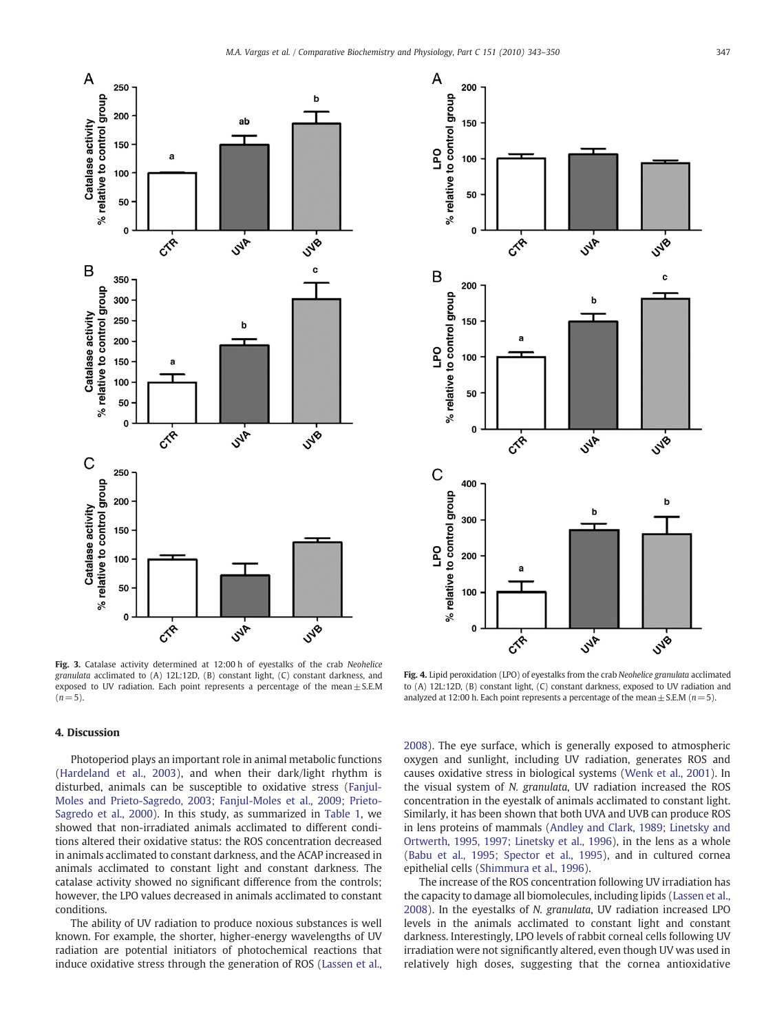Fig. 3. Catalase activity determined at 12:00 h of eyestalks of the crab *Neohelice granulata* acclimated to (A) 12L:12D, (B) constant light, (C) constant darkness, and exposed to UV radiation. Each point represents a percentage of the mean ± S.E.M ($n = 5$).

Fig. 4. Lipid peroxidation (LPO) of eyestalks from the crab *Neohelice granulata* acclimated to (A) 12L:12D, (B) constant light, (C) constant darkness, exposed to UV radiation and analyzed at 12:00 h. Each point represents a percentage of the mean ± S.E.M ($n = 5$).

## 4. Discussion

Photoperiod plays an important role in animal metabolic functions (Hardeland et al., 2003), and when their dark/light rhythm is disturbed, animals can be susceptible to oxidative stress (Fanjul-Moles and Prieto-Sagredo, 2003; Fanjul-Moles et al., 2009; Prieto-Sagredo et al., 2000). In this study, as summarized in Table 1, we showed that non-irradiated animals acclimated to different conditions altered their oxidative status: the ROS concentration decreased in animals acclimated to constant darkness, and the ACAP increased in animals acclimated to constant light and constant darkness. The catalase activity showed no significant difference from the controls; however, the LPO values decreased in animals acclimated to constant conditions.

The ability of UV radiation to produce noxious substances is well known. For example, the shorter, higher-energy wavelengths of UV radiation are potential initiators of photochemical reactions that induce oxidative stress through the generation of ROS (Lassen et al., 2008). The eye surface, which is generally exposed to atmospheric oxygen and sunlight, including UV radiation, generates ROS and causes oxidative stress in biological systems (Wenk et al., 2001). In the visual system of *N. granulata*, UV radiation increased the ROS concentration in the eyestalk of animals acclimated to constant light. Similarly, it has been shown that both UVA and UVB can produce ROS in lens proteins of mammals (Andley and Clark, 1989; Linetsky and Ortwerth, 1995, 1997; Linetsky et al., 1996), in the lens as a whole (Babu et al., 1995; Spector et al., 1995), and in cultured cornea epithelial cells (Shimmura et al., 1996).

The increase of the ROS concentration following UV irradiation has the capacity to damage all biomolecules, including lipids (Lassen et al., 2008). In the eyestalks of *N. granulata*, UV radiation increased LPO levels in the animals acclimated to constant light and constant darkness. Interestingly, LPO levels of rabbit corneal cells following UV irradiation were not significantly altered, even though UV was used in relatively high doses, suggesting that the cornea antioxidative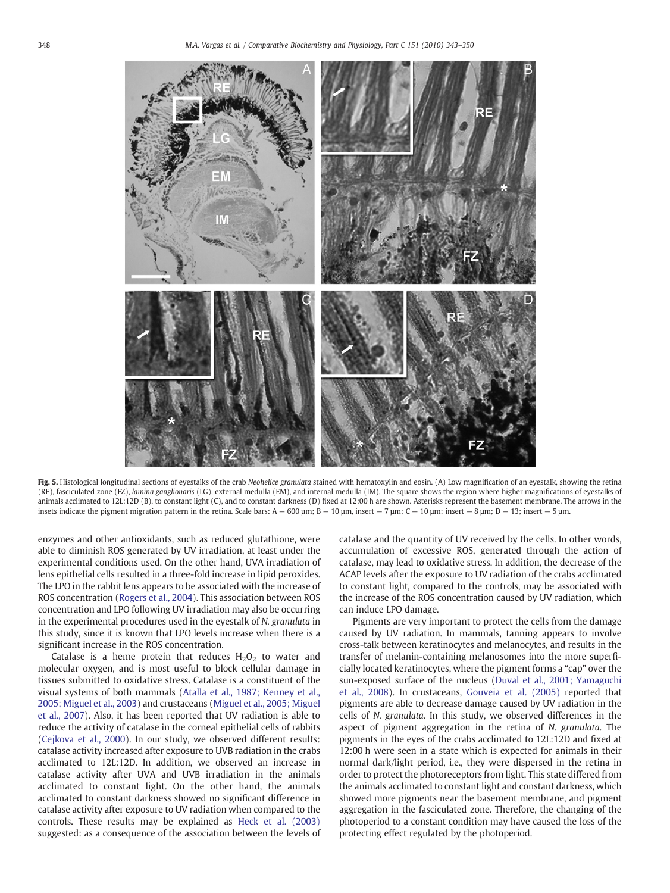**Fig. 5.** Histological longitudinal sections of eyestalks of the crab *Neohelice granulata* stained with hematoxylin and eosin. (A) Low magnification of an eyestalk, showing the retina (RE), fasciculated zone (FZ), *lamina ganglionaris* (LG), external medulla (EM), and internal medulla (IM). The square shows the region where higher magnifications of eyestalks of animals acclimated to 12L:12D (B), to constant light (C), and to constant darkness (D) fixed at 12:00 h are shown. Asterisks represent the basement membrane. The arrows in the insets indicate the pigment migration pattern in the retina. Scale bars: A — 600 µm; B — 10 µm, insert — 7 µm; C — 10 µm; insert — 8 µm; D — 13; insert — 5 µm.

enzymes and other antioxidants, such as reduced glutathione, were able to diminish ROS generated by UV irradiation, at least under the experimental conditions used. On the other hand, UVA irradiation of lens epithelial cells resulted in a three-fold increase in lipid peroxides. The LPO in the rabbit lens appears to be associated with the increase of ROS concentration (Rogers et al., 2004). This association between ROS concentration and LPO following UV irradiation may also be occurring in the experimental procedures used in the eyestalk of *N. granulata* in this study, since it is known that LPO levels increase when there is a significant increase in the ROS concentration.

Catalase is a heme protein that reduces $H_2O_2$ to water and molecular oxygen, and is most useful to block cellular damage in tissues submitted to oxidative stress. Catalase is a constituent of the visual systems of both mammals (Atalla et al., 1987; Kenney et al., 2005; Miguel et al., 2003) and crustaceans (Miguel et al., 2005; Miguel et al., 2007). Also, it has been reported that UV radiation is able to reduce the activity of catalase in the corneal epithelial cells of rabbits (Cejkova et al., 2000). In our study, we observed different results: catalase activity increased after exposure to UVB radiation in the crabs acclimated to 12L:12D. In addition, we observed an increase in catalase activity after UVA and UVB irradiation in the animals acclimated to constant light. On the other hand, the animals acclimated to constant darkness showed no significant difference in catalase activity after exposure to UV radiation when compared to the controls. These results may be explained as Heck et al. (2003) suggested: as a consequence of the association between the levels of catalase and the quantity of UV received by the cells. In other words, accumulation of excessive ROS, generated through the action of catalase, may lead to oxidative stress. In addition, the decrease of the ACAP levels after the exposure to UV radiation of the crabs acclimated to constant light, compared to the controls, may be associated with the increase of the ROS concentration caused by UV radiation, which can induce LPO damage.

Pigments are very important to protect the cells from the damage caused by UV radiation. In mammals, tanning appears to involve cross-talk between keratinocytes and melanocytes, and results in the transfer of melanin-containing melanosomes into the more superficially located keratinocytes, where the pigment forms a "cap" over the sun-exposed surface of the nucleus (Duval et al., 2001; Yamaguchi et al., 2008). In crustaceans, Gouveia et al. (2005) reported that pigments are able to decrease damage caused by UV radiation in the cells of *N. granulata*. In this study, we observed differences in the aspect of pigment aggregation in the retina of *N. granulata*. The pigments in the eyes of the crabs acclimated to 12L:12D and fixed at 12:00 h were seen in a state which is expected for animals in their normal dark/light period, i.e., they were dispersed in the retina in order to protect the photoreceptors from light. This state differed from the animals acclimated to constant light and constant darkness, which showed more pigments near the basement membrane, and pigment aggregation in the fasciculated zone. Therefore, the changing of the photoperiod to a constant condition may have caused the loss of the protecting effect regulated by the photoperiod.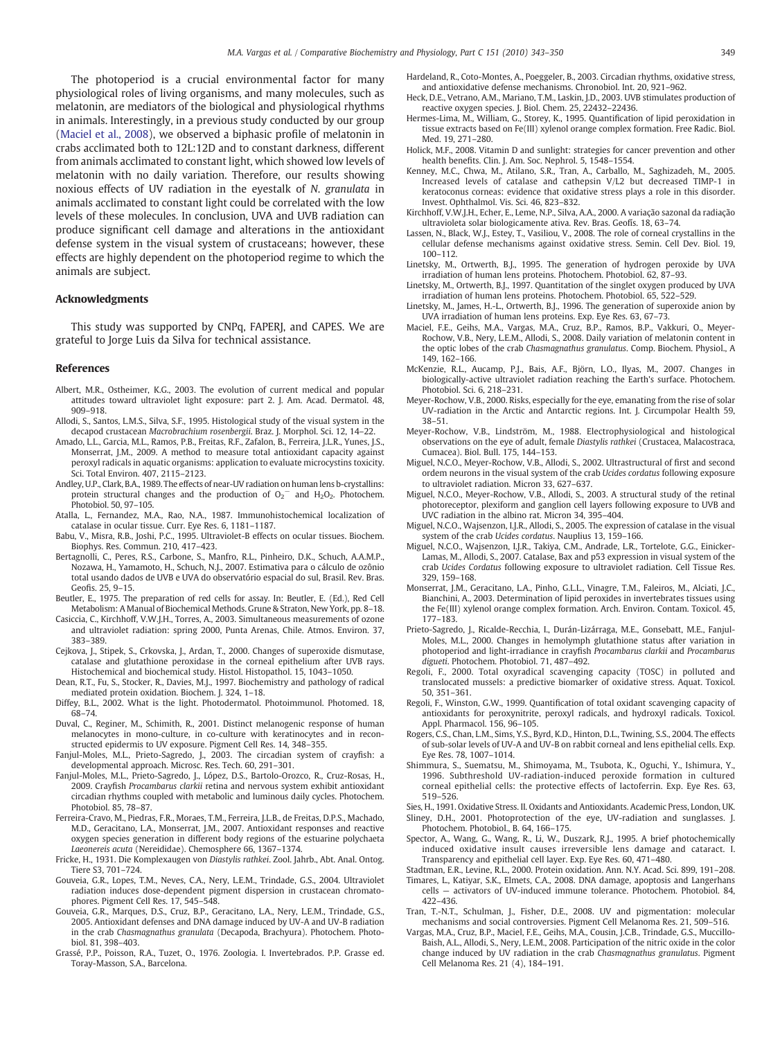The photoperiod is a crucial environmental factor for many physiological roles of living organisms, and many molecules, such as melatonin, are mediators of the biological and physiological rhythms in animals. Interestingly, in a previous study conducted by our group (Maciel et al., 2008), we observed a biphasic profile of melatonin in crabs acclimated both to 12L:12D and to constant darkness, different from animals acclimated to constant light, which showed low levels of melatonin with no daily variation. Therefore, our results showing noxious effects of UV radiation in the eyestalk of *N. granulata* in animals acclimated to constant light could be correlated with the low levels of these molecules. In conclusion, UVA and UVB radiation can produce significant cell damage and alterations in the antioxidant defense system in the visual system of crustaceans; however, these effects are highly dependent on the photoperiod regime to which the animals are subject.

## Acknowledgments

This study was supported by CNPq, FAPERJ, and CAPES. We are grateful to Jorge Luis da Silva for technical assistance.

## References

Albert, M.R., Ostheimer, K.G., 2003. The evolution of current medical and popular attitudes toward ultraviolet light exposure: part 2. J. Am. Acad. Dermatol. 48, 909–918.

Allodi, S., Santos, L.M.S., Silva, S.F., 1995. Histological study of the visual system in the decapod crustacean *Macrobrachium rosenbergii*. Braz. J. Morphol. Sci. 12, 14–22.

Amado, L.L., Garcia, M.L., Ramos, P.B., Freitas, R.F., Zafalon, B., Ferreira, J.L.R., Yunes, J.S., Monserrat, J.M., 2009. A method to measure total antioxidant capacity against peroxyl radicals in aquatic organisms: application to evaluate microcystins toxicity. Sci. Total Environ. 407, 2115–2123.

Andley, U.P., Clark, B.A., 1989. The effects of near-UV radiation on human lens b-crystallins: protein structural changes and the production of $O_2^-$ and $H_2O_2$. Photochem. Photobiol. 50, 97–105.

Atalla, L., Fernandez, M.A., Rao, N.A., 1987. Immunohistochemical localization of catalase in ocular tissue. Curr. Eye Res. 6, 1181–1187.

Babu, V., Misra, R.B., Joshi, P.C., 1995. Ultraviolet-B effects on ocular tissues. Biochem. Biophys. Res. Commun. 210, 417–423.

Bertagnolli, C., Peres, R.S., Carbone, S., Manfro, R.L., Pinheiro, D.K., Schuch, A.A.M.P., Nozawa, H., Yamamoto, H., Schuch, N.J., 2007. Estimativa para o cálculo de ozônio total usando dados de UVB e UVA do observatório espacial do sul, Brasil. Rev. Bras. Geofis. 25, 9–15.

Beutler, E., 1975. The preparation of red cells for assay. In: Beutler, E. (Ed.), Red Cell Metabolism: A Manual of Biochemical Methods. Grune & Straton, New York, pp. 8–18.

Casiccia, C., Kirchhoff, V.W.J.H., Torres, A., 2003. Simultaneous measurements of ozone and ultraviolet radiation: spring 2000, Punta Arenas, Chile. Atmos. Environ. 37, 383–389.

Cejkova, J., Stipek, S., Crkovska, J., Ardan, T., 2000. Changes of superoxide dismutase, catalase and glutathione peroxidase in the corneal epithelium after UVB rays. Histochemical and biochemical study. Histol. Histopathol. 15, 1043–1050.

Dean, R.T., Fu, S., Stocker, R., Davies, M.J., 1997. Biochemistry and pathology of radical mediated protein oxidation. Biochem. J. 324, 1–18.

Diffey, B.L., 2002. What is the light. Photodermatol. Photoimmunol. Photomed. 18, 68–74.

Duval, C., Reginer, M., Schimith, R., 2001. Distinct melanogenic response of human melanocytes in mono-culture, in co-culture with keratinocytes and in reconstructed epidermis to UV exposure. Pigment Cell Res. 14, 348–355.

Fanjul-Moles, M.L., Prieto-Sagredo, J., 2003. The circadian system of crayfish: a developmental approach. Microsc. Res. Tech. 60, 291–301.

Fanjul-Moles, M.L., Prieto-Sagredo, J., López, D.S., Bartolo-Orozco, R., Cruz-Rosas, H., 2009. Crayfish *Procambarus clarkii* retina and nervous system exhibit antioxidant circadian rhythms coupled with metabolic and luminous daily cycles. Photochem. Photobiol. 85, 78–87.

Ferreira-Cravo, M., Piedras, F.R., Moraes, T.M., Ferreira, J.L.B., de Freitas, D.P.S., Machado, M.D., Geracitano, L.A., Monserrat, J.M., 2007. Antioxidant responses and reactive oxygen species generation in different body regions of the estuarine polychaeta *Laeonereis acuta* (Nereididae). Chemosphere 66, 1367–1374.

Fricke, H., 1931. Die Komplexaugen von *Diastylis rathkei*. Zool. Jahrb., Abt. Anal. Ontog. Tiere S3, 701–724.

Gouveia, G.R., Lopes, T.M., Neves, C.A., Nery, L.E.M., Trindade, G.S., 2004. Ultraviolet radiation induces dose-dependent pigment dispersion in crustacean chromatophores. Pigment Cell Res. 17, 545–548.

Gouveia, G.R., Marques, D.S., Cruz, B.P., Geracitano, L.A., Nery, L.E.M., Trindade, G.S., 2005. Antioxidant defenses and DNA damage induced by UV-A and UV-B radiation in the crab *Chasmagnathus granulata* (Decapoda, Brachyura). Photochem. Photobiol. 81, 398–403.

Grassé, P.P., Poisson, R.A., Tuzet, O., 1976. Zoologia. I. Invertebrados. P.P. Grasse ed. Toray-Masson, S.A., Barcelona.

Hardeland, R., Coto-Montes, A., Poeggeler, B., 2003. Circadian rhythms, oxidative stress, and antioxidative defense mechanisms. Chronobiol. Int. 20, 921–962.

Heck, D.E., Vetrano, A.M., Mariano, T.M., Laskin, J.D., 2003. UVB stimulates production of reactive oxygen species. J. Biol. Chem. 25, 22432–22436.

Hermes-Lima, M., William, G., Storey, K., 1995. Quantification of lipid peroxidation in tissue extracts based on Fe(III) xylenol orange complex formation. Free Radic. Biol. Med. 19, 271–280.

Holick, M.F., 2008. Vitamin D and sunlight: strategies for cancer prevention and other health benefits. Clin. J. Am. Soc. Nephrol. 5, 1548–1554.

Kenney, M.C., Chwa, M., Atilano, S.R., Tran, A., Carballo, M., Saghizadeh, M., 2005. Increased levels of catalase and cathepsin V/L2 but decreased TIMP-1 in keratoconus corneas: evidence that oxidative stress plays a role in this disorder. Invest. Ophthalmol. Vis. Sci. 46, 823–832.

Kirchhoff, V.W.J.H., Echer, E., Leme, N.P., Silva, A.A., 2000. A variação sazonal da radiação ultravioleta solar biologicamente ativa. Rev. Bras. Geofis. 18, 63–74.

Lassen, N., Black, W.J., Estey, T., Vasiliou, V., 2008. The role of corneal crystallins in the cellular defense mechanisms against oxidative stress. Semin. Cell Dev. Biol. 19, 100–112.

Linetsky, M., Ortwerth, B.J., 1995. The generation of hydrogen peroxide by UVA irradiation of human lens proteins. Photochem. Photobiol. 62, 87–93.

Linetsky, M., Ortwerth, B.J., 1997. Quantitation of the singlet oxygen produced by UVA irradiation of human lens proteins. Photochem. Photobiol. 65, 522–529.

Linetsky, M., James, H.-L., Ortwerth, B.J., 1996. The generation of superoxide anion by UVA irradiation of human lens proteins. Exp. Eye Res. 63, 67–73.

Maciel, F.E., Geihs, M.A., Vargas, M.A., Cruz, B.P., Ramos, B.P., Vakkuri, O., Meyer-Rochow, V.B., Nery, L.E.M., Allodi, S., 2008. Daily variation of melatonin content in the optic lobes of the crab *Chasmagnathus granulatus*. Comp. Biochem. Physiol., A 149, 162–166.

McKenzie, R.L., Aucamp, P.J., Bais, A.F., Björn, L.O., Ilyas, M., 2007. Changes in biologically-active ultraviolet radiation reaching the Earth's surface. Photochem. Photobiol. Sci. 6, 218–231.

Meyer-Rochow, V.B., 2000. Risks, especially for the eye, emanating from the rise of solar UV-radiation in the Arctic and Antarctic regions. Int. J. Circumpolar Health 59, 38–51.

Meyer-Rochow, V.B., Lindström, M., 1988. Electrophysiological and histological observations on the eye of adult, female *Diastylis rathkei* (Crustacea, Malacostraca, Cumacea). Biol. Bull. 175, 144–153.

Miguel, N.C.O., Meyer-Rochow, V.B., Allodi, S., 2002. Ultrastructural of first and second ordem neurons in the visual system of the crab *Ucides cordatus* following exposure to ultraviolet radiation. Micron 33, 627–637.

Miguel, N.C.O., Meyer-Rochow, V.B., Allodi, S., 2003. A structural study of the retinal photoreceptor, plexiform and ganglion cell layers following exposure to UVB and UVC radiation in the albino rat. Micron 34, 395–404.

Miguel, N.C.O., Wajsenzon, I.J.R., Allodi, S., 2005. The expression of catalase in the visual system of the crab *Ucides cordatus*. Nauplius 13, 159–166.

Miguel, N.C.O., Wajsenzon, I.J.R., Takiya, C.M., Andrade, L.R., Tortelote, G.G., Einicker-Lamas, M., Allodi, S., 2007. Catalase, Bax and p53 expression in visual system of the crab *Ucides Cordatus* following exposure to ultraviolet radiation. Cell Tissue Res. 329, 159–168.

Monserrat, J.M., Geracitano, L.A., Pinho, G.L.L., Vinagre, T.M., Faleiros, M., Alciati, J.C., Bianchini, A., 2003. Determination of lipid peroxides in invertebrates tissues using the Fe(III) xylenol orange complex formation. Arch. Environ. Contam. Toxicol. 45, 177–183.

Prieto-Sagredo, J., Ricalde-Recchia, I., Durán-Lizárraga, M.E., Gonsebatt, M.E., Fanjul-Moles, M.L., 2000. Changes in hemolymph glutathione status after variation in photoperiod and light-irradiance in crayfish *Procambarus clarkii* and *Procambarus digueti*. Photochem. Photobiol. 71, 487–492.

Regoli, F., 2000. Total oxyradical scavenging capacity (TOSC) in polluted and translocated mussels: a predictive biomarker of oxidative stress. Aquat. Toxicol. 50, 351–361.

Regoli, F., Winston, G.W., 1999. Quantification of total oxidant scavenging capacity of antioxidants for peroxynitrite, peroxyl radicals, and hydroxyl radicals. Toxicol. Appl. Pharmacol. 156, 96–105.

Rogers, C.S., Chan, L.M., Sims, Y.S., Byrd, K.D., Hinton, D.L., Twining, S.S., 2004. The effects of sub-solar levels of UV-A and UV-B on rabbit corneal and lens epithelial cells. Exp. Eye Res. 78, 1007–1014.

Shimmura, S., Suematsu, M., Shimoyama, M., Tsubota, K., Oguchi, Y., Ishimura, Y., 1996. Subthreshold UV-radiation-induced peroxide formation in cultured corneal epithelial cells: the protective effects of lactoferrin. Exp. Eye Res. 63, 519–526.

Sies, H., 1991. Oxidative Stress. II. Oxidants and Antioxidants. Academic Press, London, UK.

Sliney, D.H., 2001. Photoprotection of the eye, UV-radiation and sunglasses. J. Photochem. Photobiol., B. 64, 166–175.

Spector, A., Wang, G., Wang, R., Li, W., Duszark, R.J., 1995. A brief photochemically induced oxidative insult causes irreversible lens damage and cataract. I. Transparency and epithelial cell layer. Exp. Eye Res. 60, 471–480.

Stadtman, E.R., Levine, R.L., 2000. Protein oxidation. Ann. N.Y. Acad. Sci. 899, 191–208.

Timares, L., Katiyar, S.K., Elmets, C.A., 2008. DNA damage, apoptosis and Langerhans cells — activators of UV-induced immune tolerance. Photochem. Photobiol. 84, 422–436.

Tran, T.-N.T., Schulman, J., Fisher, D.E., 2008. UV and pigmentation: molecular mechanisms and social controversies. Pigment Cell Melanoma Res. 21, 509–516.

Vargas, M.A., Cruz, B.P., Maciel, F.E., Geihs, M.A., Cousin, J.C.B., Trindade, G.S., Muccillo-Baish, A.L., Allodi, S., Nery, L.E.M., 2008. Participation of the nitric oxide in the color change induced by UV radiation in the crab *Chasmagnathus granulatus*. Pigment Cell Melanoma Res. 21 (4), 184–191.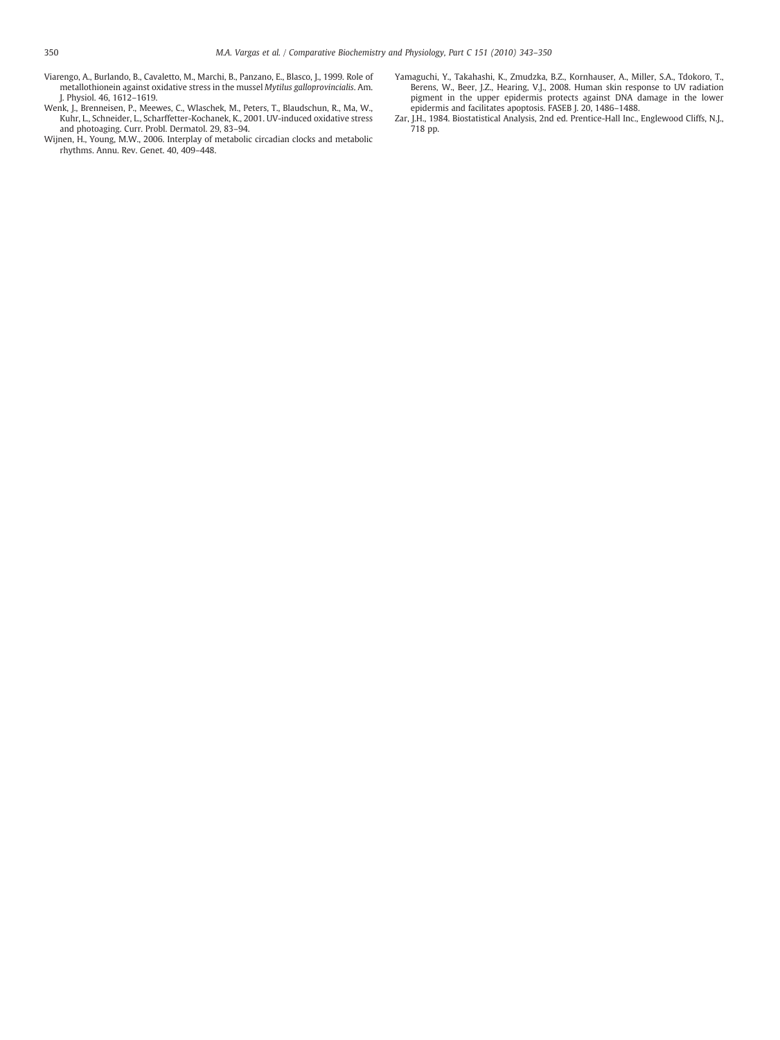Viarengo, A., Burlando, B., Cavaletto, M., Marchi, B., Panzano, E., Blasco, J., 1999. Role of metallothionein against oxidative stress in the mussel *Mytilus galloprovincialis*. Am. J. Physiol. 46, 1612–1619.

Wenk, J., Brenneisen, P., Meewes, C., Wlaschek, M., Peters, T., Blaudschun, R., Ma, W., Kuhr, L., Schneider, L., Scharffetter-Kochanek, K., 2001. UV-induced oxidative stress and photoaging. Curr. Probl. Dermatol. 29, 83–94.

Wijnen, H., Young, M.W., 2006. Interplay of metabolic circadian clocks and metabolic rhythms. Annu. Rev. Genet. 40, 409–448.

Yamaguchi, Y., Takahashi, K., Zmudzka, B.Z., Kornhauser, A., Miller, S.A., Tdokoro, T., Berens, W., Beer, J.Z., Hearing, V.J., 2008. Human skin response to UV radiation pigment in the upper epidermis protects against DNA damage in the lower epidermis and facilitates apoptosis. FASEB J. 20, 1486–1488.

Zar, J.H., 1984. Biostatistical Analysis, 2nd ed. Prentice-Hall Inc., Englewood Cliffs, N.J., 718 pp.